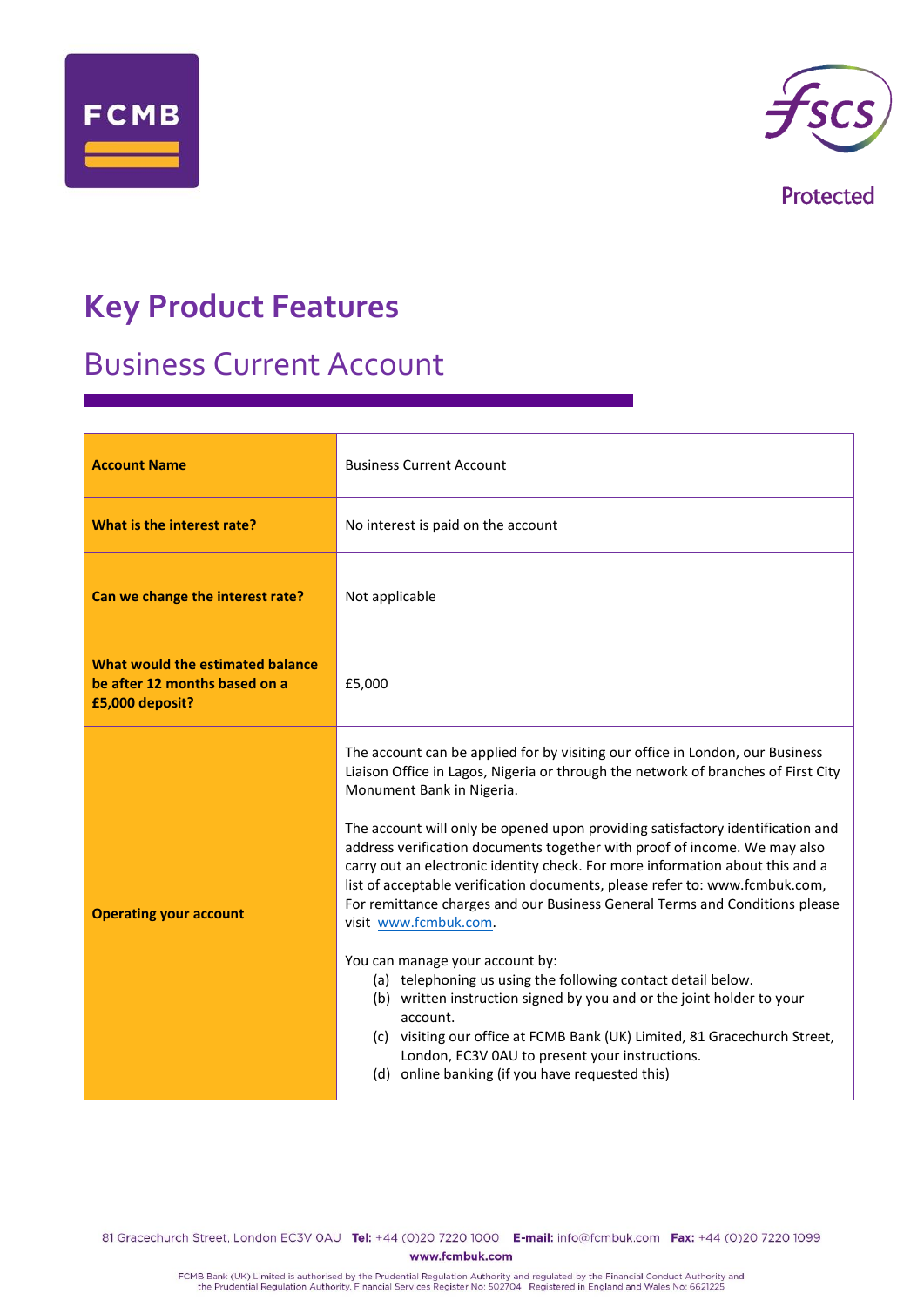# Key Product Features

## Business Current Account

| | |
|---|---|
| **Account Name** | Business Current Account |
| **What is the interest rate?** | No interest is paid on the account |
| **Can we change the interest rate?** | Not applicable |
| **What would the estimated balance be after 12 months based on a £5,000 deposit?** | £5,000 |
| **Operating your account** | The account can be applied for by visiting our office in London, our Business Liaison Office in Lagos, Nigeria or through the network of branches of First City Monument Bank in Nigeria.<br><br>The account will only be opened upon providing satisfactory identification and address verification documents together with proof of income. We may also carry out an electronic identity check. For more information about this and a list of acceptable verification documents, please refer to: www.fcmbuk.com, For remittance charges and our Business General Terms and Conditions please visit www.fcmbuk.com.<br><br>You can manage your account by:<br>(a) telephoning us using the following contact detail below.<br>(b) written instruction signed by you and or the joint holder to your account.<br>(c) visiting our office at FCMB Bank (UK) Limited, 81 Gracechurch Street, London, EC3V 0AU to present your instructions.<br>(d) online banking (if you have requested this) |

81 Gracechurch Street, London EC3V 0AU **Tel:** +44 (0)20 7220 1000 **E-mail:** info@fcmbuk.com **Fax:** +44 (0)20 7220 1099
**www.fcmbuk.com**

FCMB Bank (UK) Limited is authorised by the Prudential Regulation Authority and regulated by the Financial Conduct Authority and the Prudential Regulation Authority, Financial Services Register No: 502704 Registered in England and Wales No: 6621225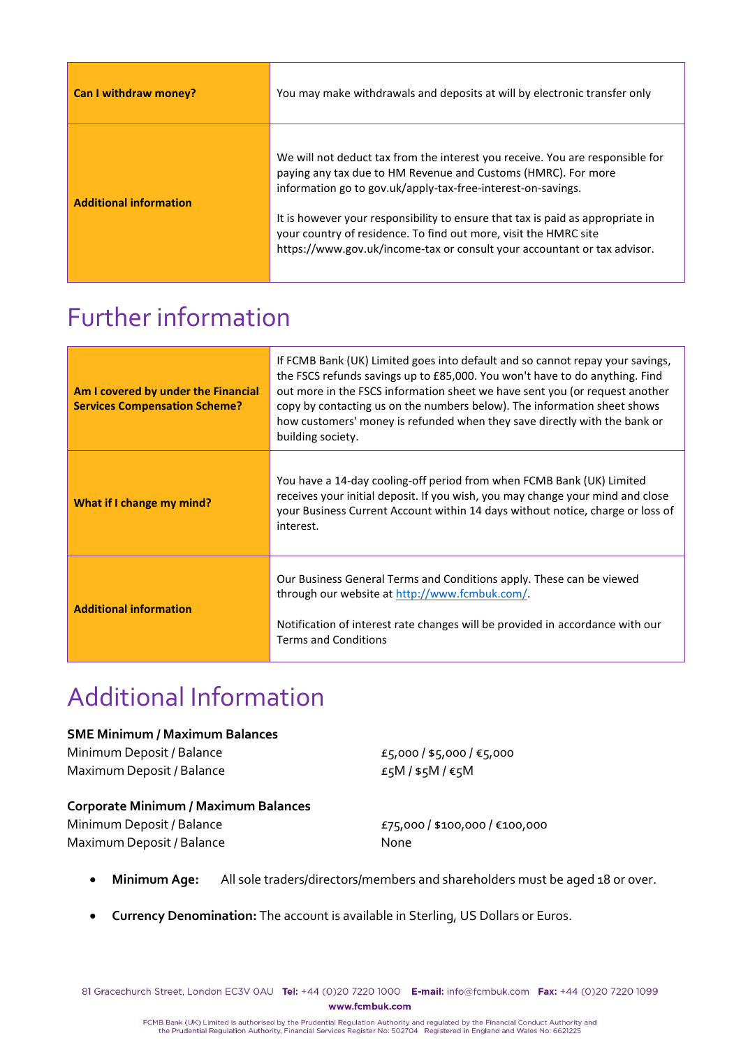| | |
|---|---|
| **Can I withdraw money?** | You may make withdrawals and deposits at will by electronic transfer only |
| **Additional information** | We will not deduct tax from the interest you receive. You are responsible for paying any tax due to HM Revenue and Customs (HMRC). For more information go to gov.uk/apply-tax-free-interest-on-savings.<br><br>It is however your responsibility to ensure that tax is paid as appropriate in your country of residence. To find out more, visit the HMRC site https://www.gov.uk/income-tax or consult your accountant or tax advisor. |

# Further information

| | |
|---|---|
| **Am I covered by under the Financial Services Compensation Scheme?** | If FCMB Bank (UK) Limited goes into default and so cannot repay your savings, the FSCS refunds savings up to £85,000. You won't have to do anything. Find out more in the FSCS information sheet we have sent you (or request another copy by contacting us on the numbers below). The information sheet shows how customers' money is refunded when they save directly with the bank or building society. |
| **What if I change my mind?** | You have a 14-day cooling-off period from when FCMB Bank (UK) Limited receives your initial deposit. If you wish, you may change your mind and close your Business Current Account within 14 days without notice, charge or loss of interest. |
| **Additional information** | Our Business General Terms and Conditions apply. These can be viewed through our website at [http://www.fcmbuk.com/](http://www.fcmbuk.com/).<br><br>Notification of interest rate changes will be provided in accordance with our Terms and Conditions |

# Additional Information

**SME Minimum / Maximum Balances**

| | |
|---|---|
| Minimum Deposit / Balance | £5,000 / $5,000 / €5,000 |
| Maximum Deposit / Balance | £5M / $5M / €5M |

**Corporate Minimum / Maximum Balances**

| | |
|---|---|
| Minimum Deposit / Balance | £75,000 / $100,000 / €100,000 |
| Maximum Deposit / Balance | None |

- **Minimum Age:** All sole traders/directors/members and shareholders must be aged 18 or over.
- **Currency Denomination:** The account is available in Sterling, US Dollars or Euros.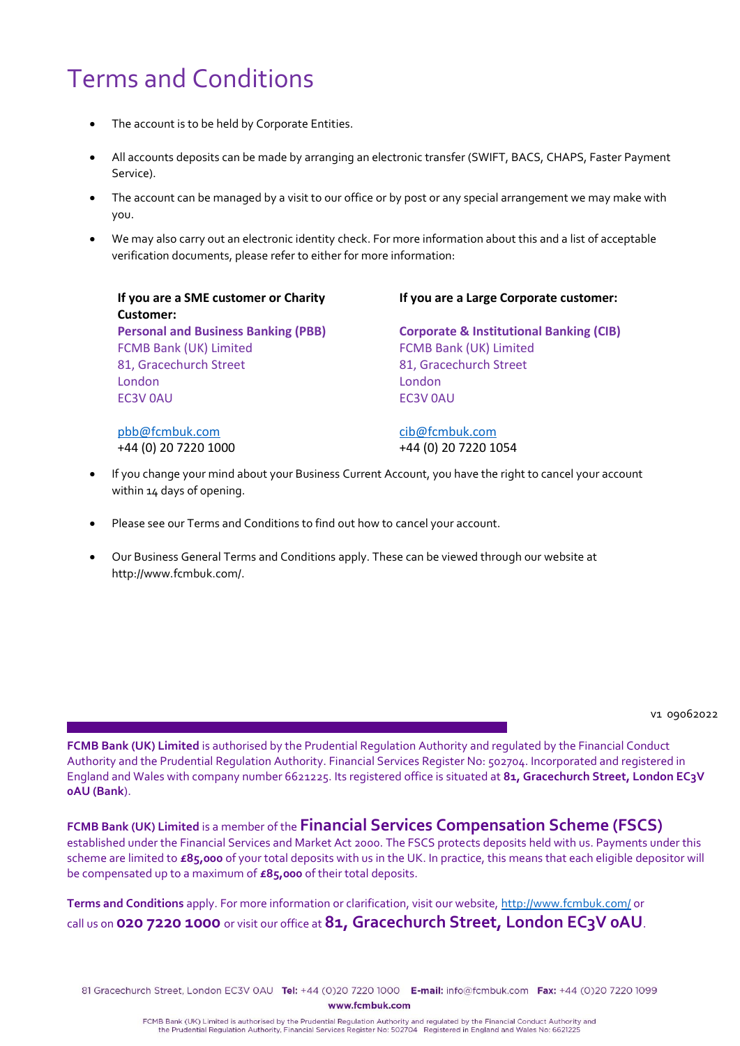# Terms and Conditions

- The account is to be held by Corporate Entities.
- All accounts deposits can be made by arranging an electronic transfer (SWIFT, BACS, CHAPS, Faster Payment Service).
- The account can be managed by a visit to our office or by post or any special arrangement we may make with you.
- We may also carry out an electronic identity check. For more information about this and a list of acceptable verification documents, please refer to either for more information:

**If you are a SME customer or Charity Customer:**
**Personal and Business Banking (PBB)**
FCMB Bank (UK) Limited
81, Gracechurch Street
London
EC3V 0AU

pbb@fcmbuk.com
+44 (0) 20 7220 1000

**If you are a Large Corporate customer:**
**Corporate & Institutional Banking (CIB)**
FCMB Bank (UK) Limited
81, Gracechurch Street
London
EC3V 0AU

cib@fcmbuk.com
+44 (0) 20 7220 1054

- If you change your mind about your Business Current Account, you have the right to cancel your account within 14 days of opening.
- Please see our Terms and Conditions to find out how to cancel your account.
- Our Business General Terms and Conditions apply. These can be viewed through our website at http://www.fcmbuk.com/.

v1 09062022

**FCMB Bank (UK) Limited** is authorised by the Prudential Regulation Authority and regulated by the Financial Conduct Authority and the Prudential Regulation Authority. Financial Services Register No: 502704. Incorporated and registered in England and Wales with company number 6621225. Its registered office is situated at **81, Gracechurch Street, London EC3V 0AU (Bank)**.

**FCMB Bank (UK) Limited** is a member of the **Financial Services Compensation Scheme (FSCS)** established under the Financial Services and Market Act 2000. The FSCS protects deposits held with us. Payments under this scheme are limited to **£85,000** of your total deposits with us in the UK. In practice, this means that each eligible depositor will be compensated up to a maximum of **£85,000** of their total deposits.

**Terms and Conditions** apply. For more information or clarification, visit our website, http://www.fcmbuk.com/ or call us on **020 7220 1000** or visit our office at **81, Gracechurch Street, London EC3V 0AU**.